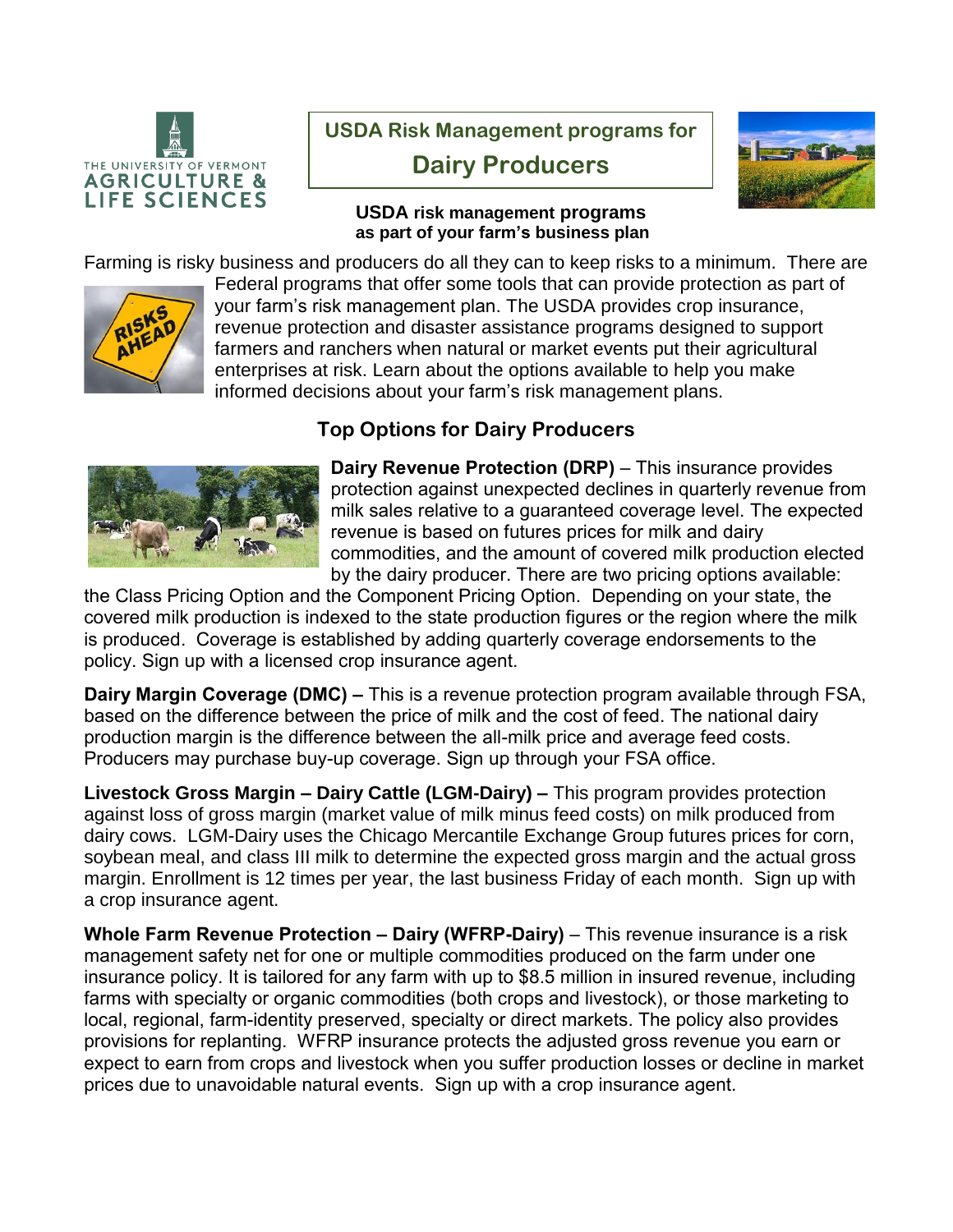# USDA Risk Management programs for Dairy Producers

**USDA risk management programs as part of your farm's business plan**

Farming is risky business and producers do all they can to keep risks to a minimum. There are Federal programs that offer some tools that can provide protection as part of your farm's risk management plan. The USDA provides crop insurance, revenue protection and disaster assistance programs designed to support farmers and ranchers when natural or market events put their agricultural enterprises at risk. Learn about the options available to help you make informed decisions about your farm's risk management plans.

## Top Options for Dairy Producers

**Dairy Revenue Protection (DRP)** – This insurance provides protection against unexpected declines in quarterly revenue from milk sales relative to a guaranteed coverage level. The expected revenue is based on futures prices for milk and dairy commodities, and the amount of covered milk production elected by the dairy producer. There are two pricing options available: the Class Pricing Option and the Component Pricing Option. Depending on your state, the covered milk production is indexed to the state production figures or the region where the milk is produced. Coverage is established by adding quarterly coverage endorsements to the policy. Sign up with a licensed crop insurance agent.

**Dairy Margin Coverage (DMC) –** This is a revenue protection program available through FSA, based on the difference between the price of milk and the cost of feed. The national dairy production margin is the difference between the all-milk price and average feed costs. Producers may purchase buy-up coverage. Sign up through your FSA office.

**Livestock Gross Margin – Dairy Cattle (LGM-Dairy) –** This program provides protection against loss of gross margin (market value of milk minus feed costs) on milk produced from dairy cows. LGM-Dairy uses the Chicago Mercantile Exchange Group futures prices for corn, soybean meal, and class III milk to determine the expected gross margin and the actual gross margin. Enrollment is 12 times per year, the last business Friday of each month. Sign up with a crop insurance agent.

**Whole Farm Revenue Protection – Dairy (WFRP-Dairy)** – This revenue insurance is a risk management safety net for one or multiple commodities produced on the farm under one insurance policy. It is tailored for any farm with up to $8.5 million in insured revenue, including farms with specialty or organic commodities (both crops and livestock), or those marketing to local, regional, farm-identity preserved, specialty or direct markets. The policy also provides provisions for replanting. WFRP insurance protects the adjusted gross revenue you earn or expect to earn from crops and livestock when you suffer production losses or decline in market prices due to unavoidable natural events. Sign up with a crop insurance agent.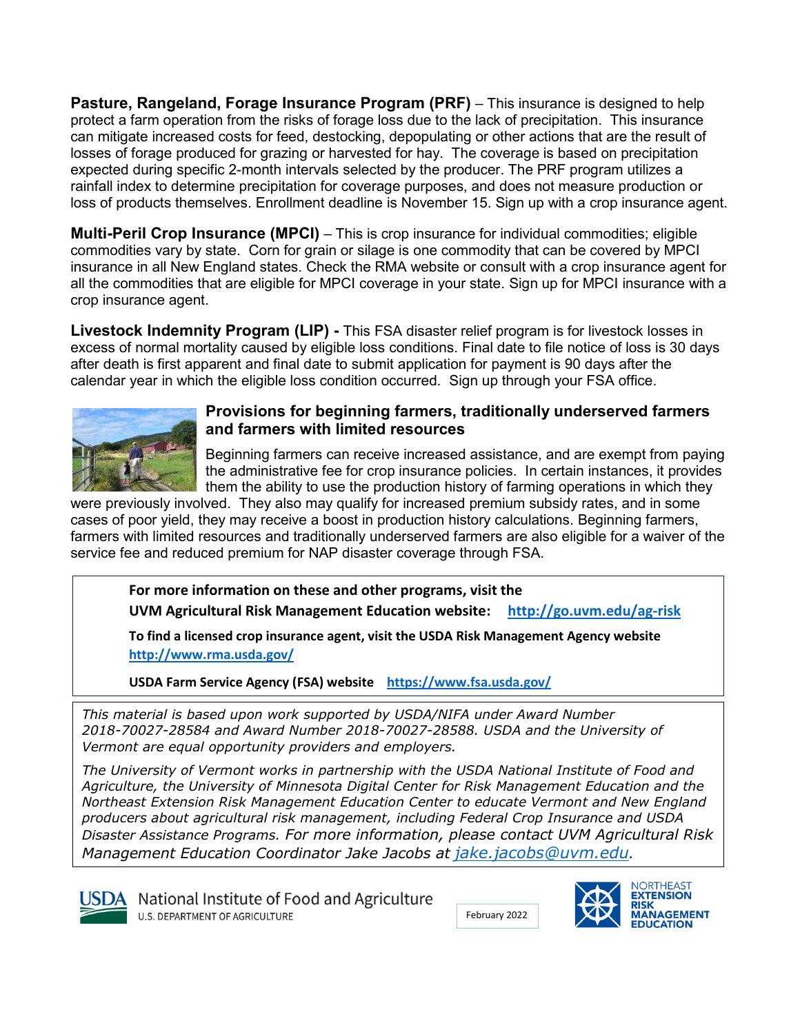**Pasture, Rangeland, Forage Insurance Program (PRF)** – This insurance is designed to help protect a farm operation from the risks of forage loss due to the lack of precipitation. This insurance can mitigate increased costs for feed, destocking, depopulating or other actions that are the result of losses of forage produced for grazing or harvested for hay. The coverage is based on precipitation expected during specific 2-month intervals selected by the producer. The PRF program utilizes a rainfall index to determine precipitation for coverage purposes, and does not measure production or loss of products themselves. Enrollment deadline is November 15. Sign up with a crop insurance agent.

**Multi-Peril Crop Insurance (MPCI)** – This is crop insurance for individual commodities; eligible commodities vary by state. Corn for grain or silage is one commodity that can be covered by MPCI insurance in all New England states. Check the RMA website or consult with a crop insurance agent for all the commodities that are eligible for MPCI coverage in your state. Sign up for MPCI insurance with a crop insurance agent.

**Livestock Indemnity Program (LIP) -** This FSA disaster relief program is for livestock losses in excess of normal mortality caused by eligible loss conditions. Final date to file notice of loss is 30 days after death is first apparent and final date to submit application for payment is 90 days after the calendar year in which the eligible loss condition occurred. Sign up through your FSA office.

### Provisions for beginning farmers, traditionally underserved farmers and farmers with limited resources

Beginning farmers can receive increased assistance, and are exempt from paying the administrative fee for crop insurance policies. In certain instances, it provides them the ability to use the production history of farming operations in which they were previously involved. They also may qualify for increased premium subsidy rates, and in some cases of poor yield, they may receive a boost in production history calculations. Beginning farmers, farmers with limited resources and traditionally underserved farmers are also eligible for a waiver of the service fee and reduced premium for NAP disaster coverage through FSA.

**For more information on these and other programs, visit the UVM Agricultural Risk Management Education website:** http://go.uvm.edu/ag-risk

**To find a licensed crop insurance agent, visit the USDA Risk Management Agency website** http://www.rma.usda.gov/

**USDA Farm Service Agency (FSA) website** https://www.fsa.usda.gov/

*This material is based upon work supported by USDA/NIFA under Award Number 2018-70027-28584 and Award Number 2018-70027-28588. USDA and the University of Vermont are equal opportunity providers and employers.*

*The University of Vermont works in partnership with the USDA National Institute of Food and Agriculture, the University of Minnesota Digital Center for Risk Management Education and the Northeast Extension Risk Management Education Center to educate Vermont and New England producers about agricultural risk management, including Federal Crop Insurance and USDA Disaster Assistance Programs. For more information, please contact UVM Agricultural Risk Management Education Coordinator Jake Jacobs at jake.jacobs@uvm.edu.*

USDA National Institute of Food and Agriculture
U.S. DEPARTMENT OF AGRICULTURE

February 2022

NORTHEAST EXTENSION RISK MANAGEMENT EDUCATION